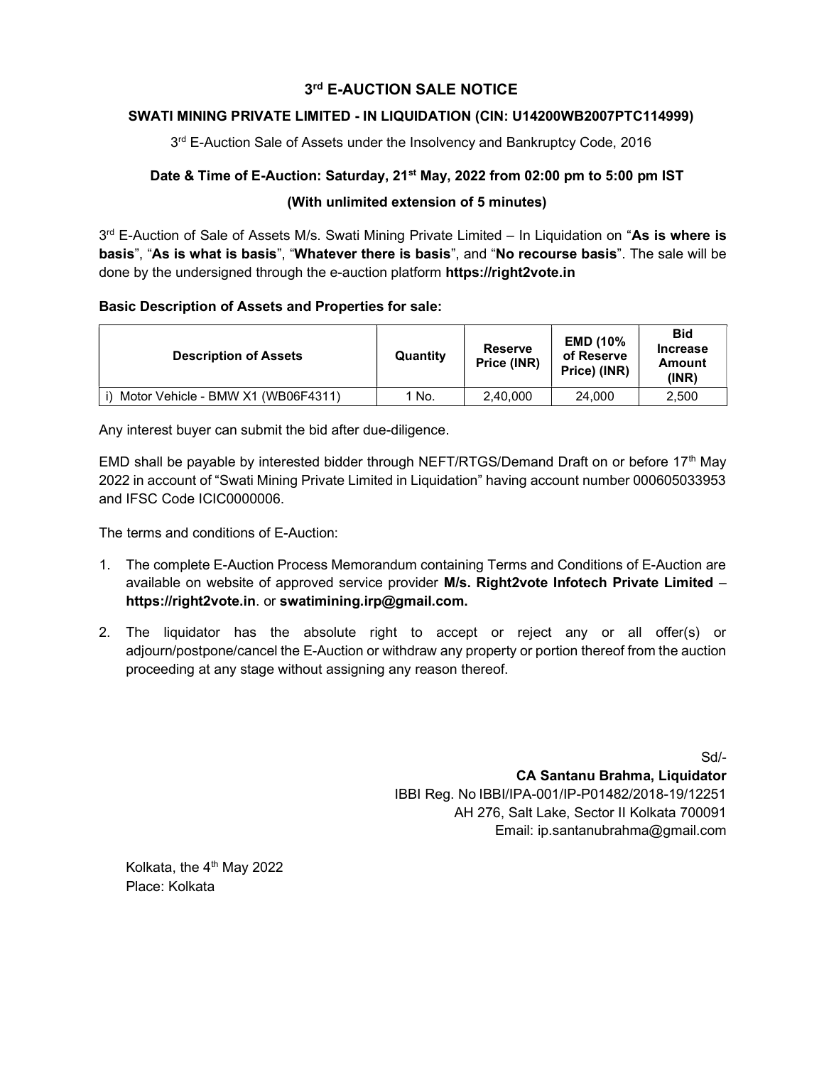# 3rd E-AUCTION SALE NOTICE

## SWATI MINING PRIVATE LIMITED - IN LIQUIDATION (CIN: U14200WB2007PTC114999)

3rd E-Auction Sale of Assets under the Insolvency and Bankruptcy Code, 2016

**Date & Time of E-Auction: Saturday, 21st May, 2022 from 02:00 pm to 5:00 pm IST**

**(With unlimited extension of 5 minutes)**

3rd E-Auction of Sale of Assets M/s. Swati Mining Private Limited – In Liquidation on "**As is where is basis**", "**As is what is basis**", "**Whatever there is basis**", and "**No recourse basis**". The sale will be done by the undersigned through the e-auction platform **https://right2vote.in**

**Basic Description of Assets and Properties for sale:**

| Description of Assets | Quantity | Reserve Price (INR) | EMD (10% of Reserve Price) (INR) | Bid Increase Amount (INR) |
|---|---|---|---|---|
| i) Motor Vehicle - BMW X1 (WB06F4311) | 1 No. | 2,40,000 | 24,000 | 2,500 |

Any interest buyer can submit the bid after due-diligence.

EMD shall be payable by interested bidder through NEFT/RTGS/Demand Draft on or before 17th May 2022 in account of "Swati Mining Private Limited in Liquidation" having account number 000605033953 and IFSC Code ICIC0000006.

The terms and conditions of E-Auction:

1. The complete E-Auction Process Memorandum containing Terms and Conditions of E-Auction are available on website of approved service provider **M/s. Right2vote Infotech Private Limited** – **https://right2vote.in**. or **swatimining.irp@gmail.com.**
2. The liquidator has the absolute right to accept or reject any or all offer(s) or adjourn/postpone/cancel the E-Auction or withdraw any property or portion thereof from the auction proceeding at any stage without assigning any reason thereof.

Sd/-

**CA Santanu Brahma, Liquidator**

IBBI Reg. No IBBI/IPA-001/IP-P01482/2018-19/12251

AH 276, Salt Lake, Sector II Kolkata 700091

Email: ip.santanubrahma@gmail.com

Kolkata, the 4th May 2022

Place: Kolkata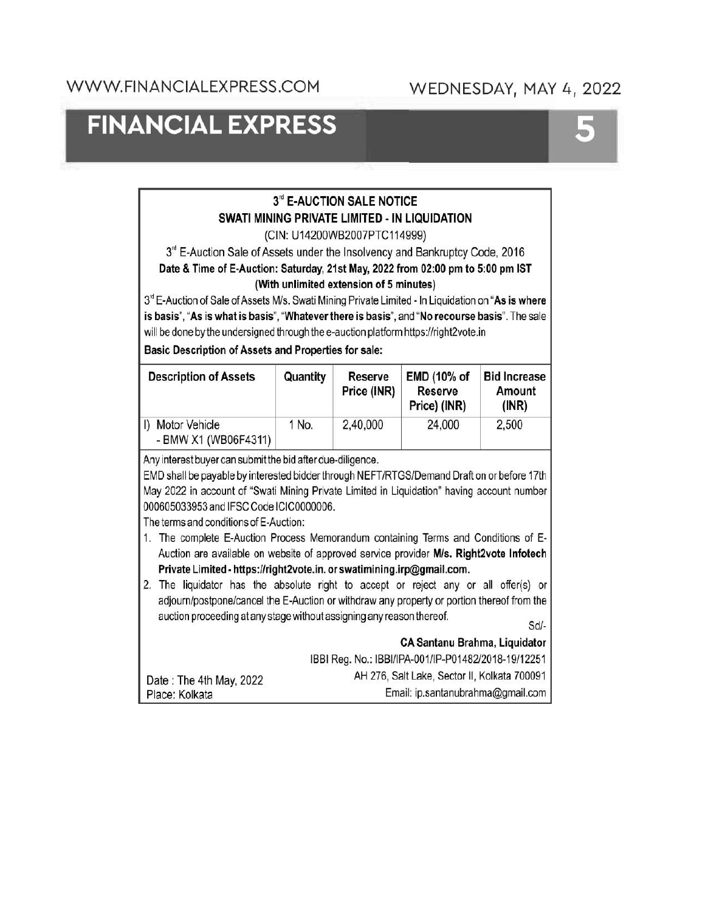## 3rd E-AUCTION SALE NOTICE

## SWATI MINING PRIVATE LIMITED - IN LIQUIDATION

(CIN: U14200WB2007PTC114999)

3rd E-Auction Sale of Assets under the Insolvency and Bankruptcy Code, 2016

**Date & Time of E-Auction: Saturday, 21st May, 2022 from 02:00 pm to 5:00 pm IST**

**(With unlimited extension of 5 minutes)**

3rd E-Auction of Sale of Assets M/s. Swati Mining Private Limited - In Liquidation on "**As is where is basis**", "**As is what is basis**", "**Whatever there is basis**", and "**No recourse basis**". The sale will be done by the undersigned through the e-auction platform https://right2vote.in

**Basic Description of Assets and Properties for sale:**

| Description of Assets | Quantity | Reserve Price (INR) | EMD (10% of Reserve Price) (INR) | Bid Increase Amount (INR) |
|---|---|---|---|---|
| I) Motor Vehicle - BMW X1 (WB06F4311) | 1 No. | 2,40,000 | 24,000 | 2,500 |

Any interest buyer can submit the bid after due-diligence.

EMD shall be payable by interested bidder through NEFT/RTGS/Demand Draft on or before 17th May 2022 in account of "Swati Mining Private Limited in Liquidation" having account number 000605033953 and IFSC Code ICIC0000006.

The terms and conditions of E-Auction:

1. The complete E-Auction Process Memorandum containing Terms and Conditions of E-Auction are available on website of approved service provider **M/s. Right2vote Infotech Private Limited - https://right2vote.in. or swatimining.irp@gmail.com.**
2. The liquidator has the absolute right to accept or reject any or all offer(s) or adjourn/postpone/cancel the E-Auction or withdraw any property or portion thereof from the auction proceeding at any stage without assigning any reason thereof.

Sd/-

**CA Santanu Brahma, Liquidator**

IBBI Reg. No.: IBBI/IPA-001/IP-P01482/2018-19/12251

AH 276, Salt Lake, Sector II, Kolkata 700091

Email: ip.santanubrahma@gmail.com

Date : The 4th May, 2022

Place: Kolkata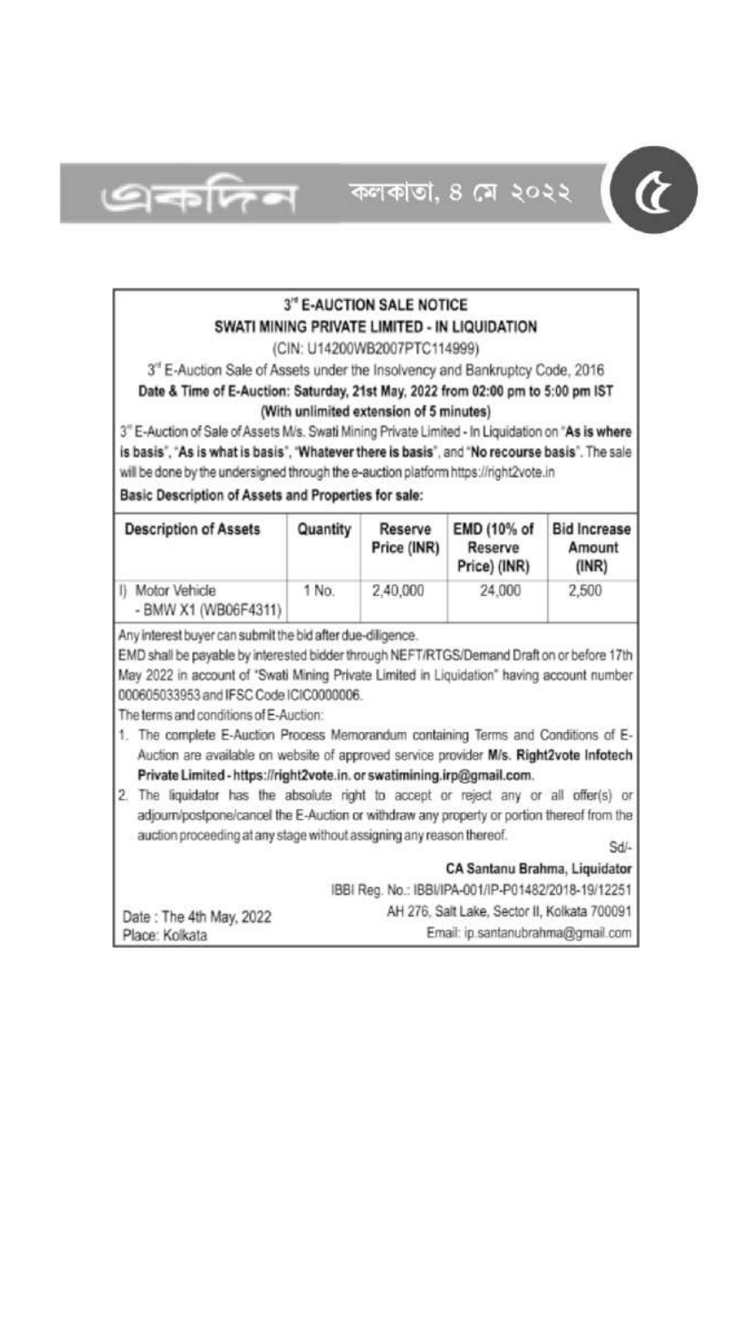# 3rd E-AUCTION SALE NOTICE

## SWATI MINING PRIVATE LIMITED - IN LIQUIDATION

(CIN: U14200WB2007PTC114999)

3rd E-Auction Sale of Assets under the Insolvency and Bankruptcy Code, 2016

**Date & Time of E-Auction: Saturday, 21st May, 2022 from 02:00 pm to 5:00 pm IST**

**(With unlimited extension of 5 minutes)**

3rd E-Auction of Sale of Assets M/s. Swati Mining Private Limited - In Liquidation on "**As is where is basis**", "**As is what is basis**", "**Whatever there is basis**", and "**No recourse basis**". The sale will be done by the undersigned through the e-auction platform https://right2vote.in

**Basic Description of Assets and Properties for sale:**

| Description of Assets | Quantity | Reserve Price (INR) | EMD (10% of Reserve Price) (INR) | Bid Increase Amount (INR) |
|---|---|---|---|---|
| I) Motor Vehicle - BMW X1 (WB06F4311) | 1 No. | 2,40,000 | 24,000 | 2,500 |

Any interest buyer can submit the bid after due-diligence.

EMD shall be payable by interested bidder through NEFT/RTGS/Demand Draft on or before 17th May 2022 in account of "Swati Mining Private Limited in Liquidation" having account number 000605033953 and IFSC Code ICIC0000006.

The terms and conditions of E-Auction:

1. The complete E-Auction Process Memorandum containing Terms and Conditions of E-Auction are available on website of approved service provider **M/s. Right2vote Infotech Private Limited - https://right2vote.in. or swatimining.irp@gmail.com.**
2. The liquidator has the absolute right to accept or reject any or all offer(s) or adjourn/postpone/cancel the E-Auction or withdraw any property or portion thereof from the auction proceeding at any stage without assigning any reason thereof.

Sd/-

**CA Santanu Brahma, Liquidator**

IBBI Reg. No.: IBBI/IPA-001/IP-P01482/2018-19/12251

AH 276, Salt Lake, Sector II, Kolkata 700091

Email: ip.santanubrahma@gmail.com

Date : The 4th May, 2022

Place: Kolkata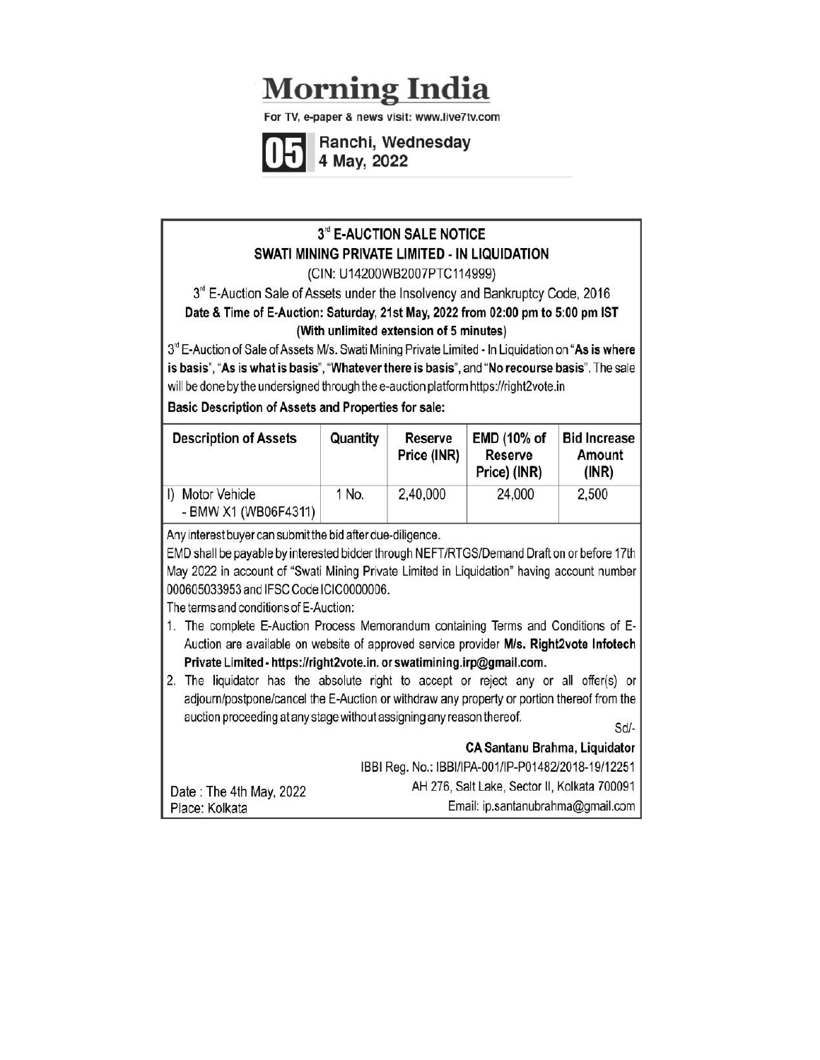# Morning India

For TV, e-paper & news visit: www.live7tv.com

05 Ranchi, Wednesday 4 May, 2022

## 3rd E-AUCTION SALE NOTICE
## SWATI MINING PRIVATE LIMITED - IN LIQUIDATION

(CIN: U14200WB2007PTC114999)

3rd E-Auction Sale of Assets under the Insolvency and Bankruptcy Code, 2016

**Date & Time of E-Auction: Saturday, 21st May, 2022 from 02:00 pm to 5:00 pm IST**

**(With unlimited extension of 5 minutes)**

3rd E-Auction of Sale of Assets M/s. Swati Mining Private Limited - In Liquidation on "**As is where is basis**", "**As is what is basis**", "**Whatever there is basis**", and "**No recourse basis**". The sale will be done by the undersigned through the e-auction platform https://right2vote.in

**Basic Description of Assets and Properties for sale:**

| Description of Assets | Quantity | Reserve Price (INR) | EMD (10% of Reserve Price) (INR) | Bid Increase Amount (INR) |
|---|---|---|---|---|
| I) Motor Vehicle - BMW X1 (WB06F4311) | 1 No. | 2,40,000 | 24,000 | 2,500 |

Any interest buyer can submit the bid after due-diligence.

EMD shall be payable by interested bidder through NEFT/RTGS/Demand Draft on or before 17th May 2022 in account of "Swati Mining Private Limited in Liquidation" having account number 000605033953 and IFSC Code ICIC0000006.

The terms and conditions of E-Auction:

1. The complete E-Auction Process Memorandum containing Terms and Conditions of E-Auction are available on website of approved service provider **M/s. Right2vote Infotech Private Limited - https://right2vote.in. or swatimining.irp@gmail.com.**
2. The liquidator has the absolute right to accept or reject any or all offer(s) or adjourn/postpone/cancel the E-Auction or withdraw any property or portion thereof from the auction proceeding at any stage without assigning any reason thereof.

Sd/-

**CA Santanu Brahma, Liquidator**

IBBI Reg. No.: IBBI/IPA-001/IP-P01482/2018-19/12251

AH 276, Salt Lake, Sector II, Kolkata 700091

Email: ip.santanubrahma@gmail.com

Date : The 4th May, 2022

Place: Kolkata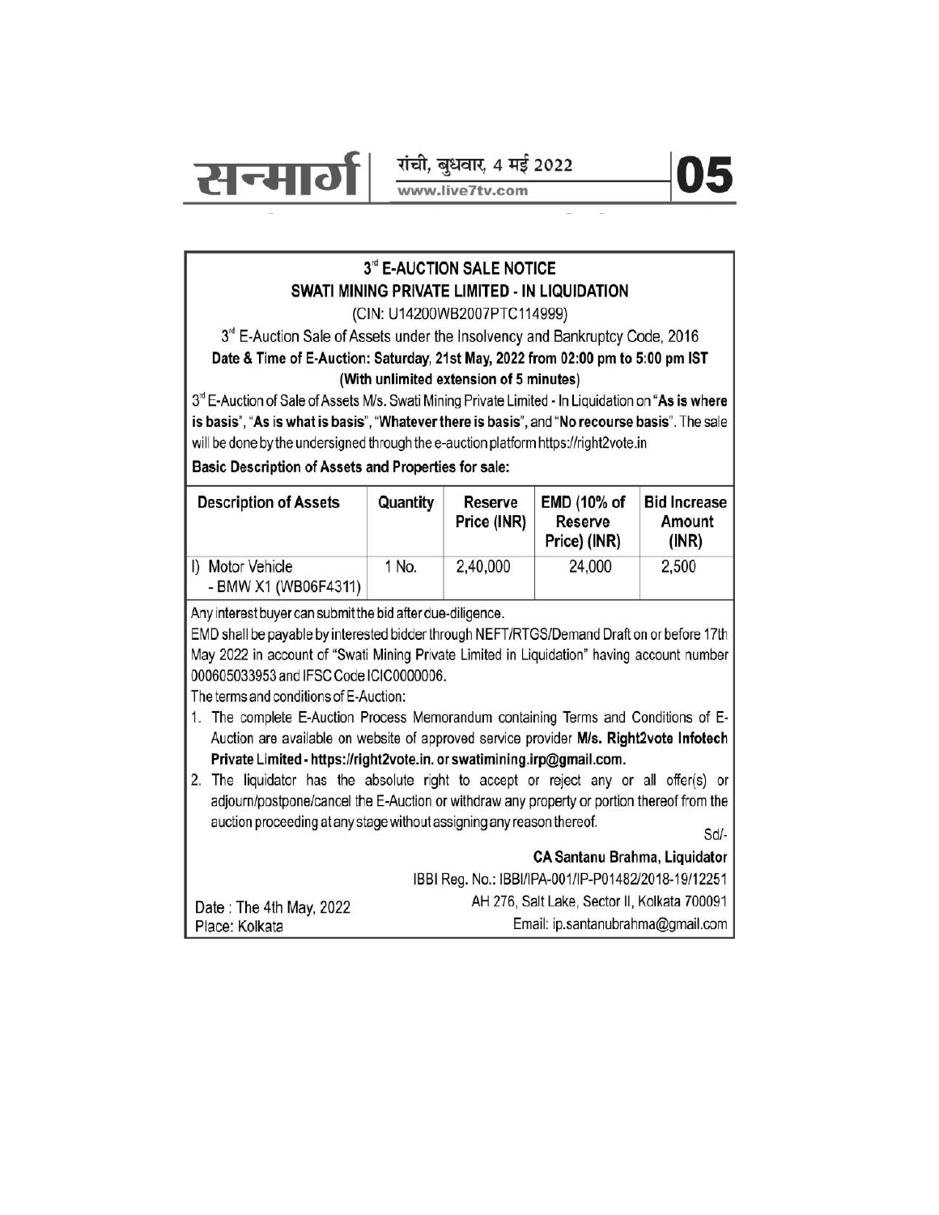# 3rd E-AUCTION SALE NOTICE

## SWATI MINING PRIVATE LIMITED - IN LIQUIDATION

(CIN: U14200WB2007PTC114999)

3rd E-Auction Sale of Assets under the Insolvency and Bankruptcy Code, 2016

**Date & Time of E-Auction: Saturday, 21st May, 2022 from 02:00 pm to 5:00 pm IST**

**(With unlimited extension of 5 minutes)**

3rd E-Auction of Sale of Assets M/s. Swati Mining Private Limited - In Liquidation on "**As is where is basis**", "**As is what is basis**", "**Whatever there is basis**", and "**No recourse basis**". The sale will be done by the undersigned through the e-auction platform https://right2vote.in

**Basic Description of Assets and Properties for sale:**

| Description of Assets | Quantity | Reserve Price (INR) | EMD (10% of Reserve Price) (INR) | Bid Increase Amount (INR) |
|---|---|---|---|---|
| I) Motor Vehicle - BMW X1 (WB06F4311) | 1 No. | 2,40,000 | 24,000 | 2,500 |

Any interest buyer can submit the bid after due-diligence.

EMD shall be payable by interested bidder through NEFT/RTGS/Demand Draft on or before 17th May 2022 in account of "Swati Mining Private Limited in Liquidation" having account number 000605033953 and IFSC Code ICIC0000006.

The terms and conditions of E-Auction:

1. The complete E-Auction Process Memorandum containing Terms and Conditions of E-Auction are available on website of approved service provider **M/s. Right2vote Infotech Private Limited - https://right2vote.in. or swatimining.irp@gmail.com.**
2. The liquidator has the absolute right to accept or reject any or all offer(s) or adjourn/postpone/cancel the E-Auction or withdraw any property or portion thereof from the auction proceeding at any stage without assigning any reason thereof.

Sd/-

**CA Santanu Brahma, Liquidator**

IBBI Reg. No.: IBBI/IPA-001/IP-P01482/2018-19/12251

AH 276, Salt Lake, Sector II, Kolkata 700091

Email: ip.santanubrahma@gmail.com

Date : The 4th May, 2022

Place: Kolkata